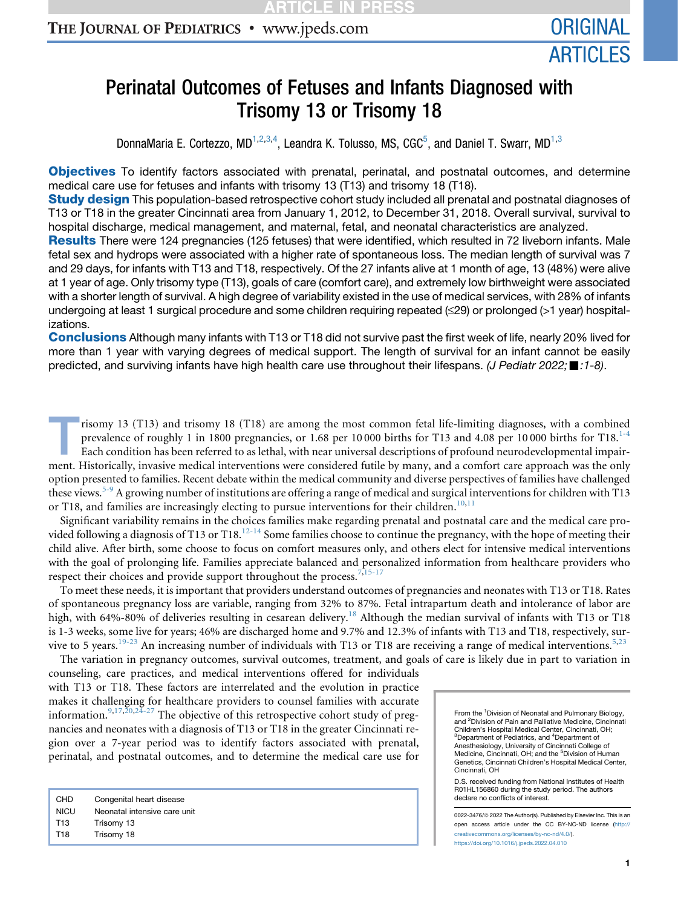# Perinatal Outcomes of Fetuses and Infants Diagnosed with Trisomy 13 or Trisomy 18

DonnaMaria E. Cortezzo, MD[1,2,3,4], Leandra K. Tolusso, MS, CGC[5], and Daniel T. Swarr, MD[1,3]

**Objectives** To identify factors associated with prenatal, perinatal, and postnatal outcomes, and determine medical care use for fetuses and infants with trisomy 13 (T13) and trisomy 18 (T18).

**Study design** This population-based retrospective cohort study included all prenatal and postnatal diagnoses of T13 or T18 in the greater Cincinnati area from January 1, 2012, to December 31, 2018. Overall survival, survival to hospital discharge, medical management, and maternal, fetal, and neonatal characteristics are analyzed.

**Results** There were 124 pregnancies (125 fetuses) that were identified, which resulted in 72 liveborn infants. Male fetal sex and hydrops were associated with a higher rate of spontaneous loss. The median length of survival was 7 and 29 days, for infants with T13 and T18, respectively. Of the 27 infants alive at 1 month of age, 13 (48%) were alive at 1 year of age. Only trisomy type (T13), goals of care (comfort care), and extremely low birthweight were associated with a shorter length of survival. A high degree of variability existed in the use of medical services, with 28% of infants undergoing at least 1 surgical procedure and some children requiring repeated (≤29) or prolonged (>1 year) hospitalizations.

**Conclusions** Although many infants with T13 or T18 did not survive past the first week of life, nearly 20% lived for more than 1 year with varying degrees of medical support. The length of survival for an infant cannot be easily predicted, and surviving infants have high health care use throughout their lifespans. *(J Pediatr 2022;■:1-8)*.

Trisomy 13 (T13) and trisomy 18 (T18) are among the most common fetal life-limiting diagnoses, with a combined prevalence of roughly 1 in 1800 pregnancies, or 1.68 per 10 000 births for T13 and 4.08 per 10 000 births for T18.[1-4] Each condition has been referred to as lethal, with near universal descriptions of profound neurodevelopmental impairment. Historically, invasive medical interventions were considered futile by many, and a comfort care approach was the only option presented to families. Recent debate within the medical community and diverse perspectives of families have challenged these views.[5-9] A growing number of institutions are offering a range of medical and surgical interventions for children with T13 or T18, and families are increasingly electing to pursue interventions for their children.[10,11]

Significant variability remains in the choices families make regarding prenatal and postnatal care and the medical care provided following a diagnosis of T13 or T18.[12-14] Some families choose to continue the pregnancy, with the hope of meeting their child alive. After birth, some choose to focus on comfort measures only, and others elect for intensive medical interventions with the goal of prolonging life. Families appreciate balanced and personalized information from healthcare providers who respect their choices and provide support throughout the process.[7,15-17]

To meet these needs, it is important that providers understand outcomes of pregnancies and neonates with T13 or T18. Rates of spontaneous pregnancy loss are variable, ranging from 32% to 87%. Fetal intrapartum death and intolerance of labor are high, with 64%-80% of deliveries resulting in cesarean delivery.[18] Although the median survival of infants with T13 or T18 is 1-3 weeks, some live for years; 46% are discharged home and 9.7% and 12.3% of infants with T13 and T18, respectively, survive to 5 years.[19-23] An increasing number of individuals with T13 or T18 are receiving a range of medical interventions.[5,23]

The variation in pregnancy outcomes, survival outcomes, treatment, and goals of care is likely due in part to variation in counseling, care practices, and medical interventions offered for individuals with T13 or T18. These factors are interrelated and the evolution in practice makes it challenging for healthcare providers to counsel families with accurate information.[9,17,20,24-27] The objective of this retrospective cohort study of pregnancies and neonates with a diagnosis of T13 or T18 in the greater Cincinnati region over a 7-year period was to identify factors associated with prenatal, perinatal, and postnatal outcomes, and to determine the medical care use for

| | |
|---|---|
| CHD | Congenital heart disease |
| NICU | Neonatal intensive care unit |
| T13 | Trisomy 13 |
| T18 | Trisomy 18 |

From the [1]Division of Neonatal and Pulmonary Biology, and [2]Division of Pain and Palliative Medicine, Cincinnati Children's Hospital Medical Center, Cincinnati, OH; [3]Department of Pediatrics, and [4]Department of Anesthesiology, University of Cincinnati College of Medicine, Cincinnati, OH; and the [5]Division of Human Genetics, Cincinnati Children's Hospital Medical Center, Cincinnati, OH

D.S. received funding from National Institutes of Health R01HL156860 during the study period. The authors declare no conflicts of interest.

0022-3476/© 2022 The Author(s). Published by Elsevier Inc. This is an open access article under the CC BY-NC-ND license (http://creativecommons.org/licenses/by-nc-nd/4.0/). https://doi.org/10.1016/j.jpeds.2022.04.010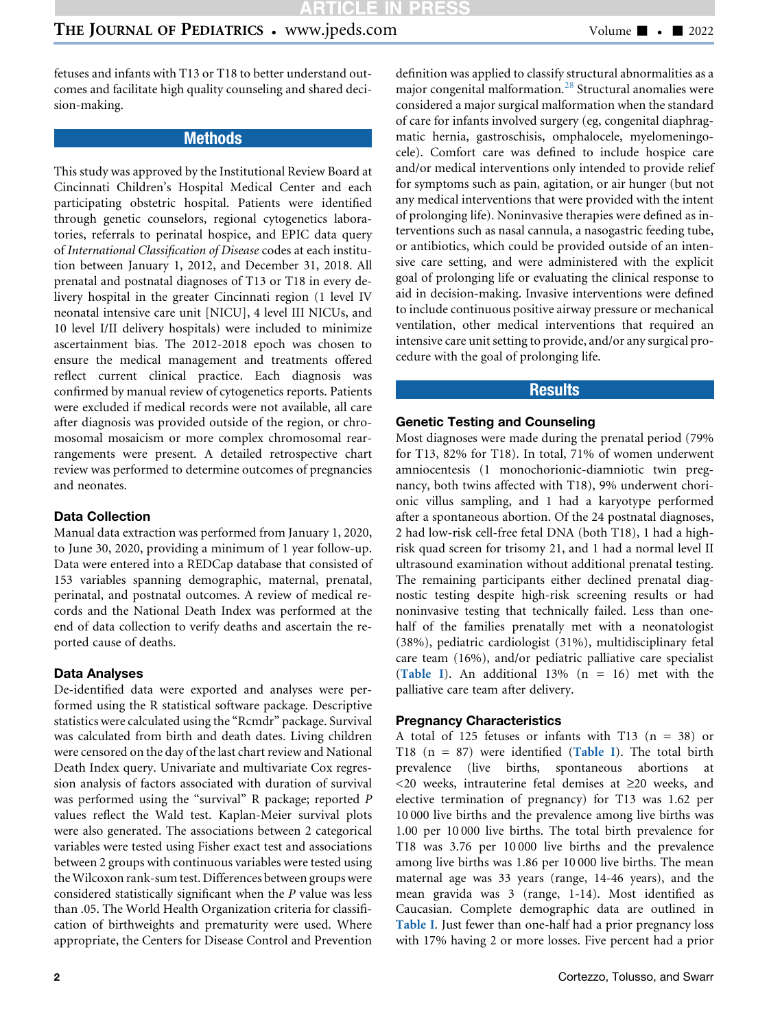fetuses and infants with T13 or T18 to better understand outcomes and facilitate high quality counseling and shared decision-making.

## Methods

This study was approved by the Institutional Review Board at Cincinnati Children's Hospital Medical Center and each participating obstetric hospital. Patients were identified through genetic counselors, regional cytogenetics laboratories, referrals to perinatal hospice, and EPIC data query of *International Classification of Disease* codes at each institution between January 1, 2012, and December 31, 2018. All prenatal and postnatal diagnoses of T13 or T18 in every delivery hospital in the greater Cincinnati region (1 level IV neonatal intensive care unit [NICU], 4 level III NICUs, and 10 level I/II delivery hospitals) were included to minimize ascertainment bias. The 2012-2018 epoch was chosen to ensure the medical management and treatments offered reflect current clinical practice. Each diagnosis was confirmed by manual review of cytogenetics reports. Patients were excluded if medical records were not available, all care after diagnosis was provided outside of the region, or chromosomal mosaicism or more complex chromosomal rearrangements were present. A detailed retrospective chart review was performed to determine outcomes of pregnancies and neonates.

### Data Collection

Manual data extraction was performed from January 1, 2020, to June 30, 2020, providing a minimum of 1 year follow-up. Data were entered into a REDCap database that consisted of 153 variables spanning demographic, maternal, prenatal, perinatal, and postnatal outcomes. A review of medical records and the National Death Index was performed at the end of data collection to verify deaths and ascertain the reported cause of deaths.

### Data Analyses

De-identified data were exported and analyses were performed using the R statistical software package. Descriptive statistics were calculated using the "Rcmdr" package. Survival was calculated from birth and death dates. Living children were censored on the day of the last chart review and National Death Index query. Univariate and multivariate Cox regression analysis of factors associated with duration of survival was performed using the "survival" R package; reported *P* values reflect the Wald test. Kaplan-Meier survival plots were also generated. The associations between 2 categorical variables were tested using Fisher exact test and associations between 2 groups with continuous variables were tested using the Wilcoxon rank-sum test. Differences between groups were considered statistically significant when the *P* value was less than .05. The World Health Organization criteria for classification of birthweights and prematurity were used. Where appropriate, the Centers for Disease Control and Prevention definition was applied to classify structural abnormalities as a major congenital malformation.[28] Structural anomalies were considered a major surgical malformation when the standard of care for infants involved surgery (eg, congenital diaphragmatic hernia, gastroschisis, omphalocele, myelomeningocele). Comfort care was defined to include hospice care and/or medical interventions only intended to provide relief for symptoms such as pain, agitation, or air hunger (but not any medical interventions that were provided with the intent of prolonging life). Noninvasive therapies were defined as interventions such as nasal cannula, a nasogastric feeding tube, or antibiotics, which could be provided outside of an intensive care setting, and were administered with the explicit goal of prolonging life or evaluating the clinical response to aid in decision-making. Invasive interventions were defined to include continuous positive airway pressure or mechanical ventilation, other medical interventions that required an intensive care unit setting to provide, and/or any surgical procedure with the goal of prolonging life.

## Results

### Genetic Testing and Counseling

Most diagnoses were made during the prenatal period (79% for T13, 82% for T18). In total, 71% of women underwent amniocentesis (1 monochorionic-diamniotic twin pregnancy, both twins affected with T18), 9% underwent chorionic villus sampling, and 1 had a karyotype performed after a spontaneous abortion. Of the 24 postnatal diagnoses, 2 had low-risk cell-free fetal DNA (both T18), 1 had a high-risk quad screen for trisomy 21, and 1 had a normal level II ultrasound examination without additional prenatal testing. The remaining participants either declined prenatal diagnostic testing despite high-risk screening results or had noninvasive testing that technically failed. Less than one-half of the families prenatally met with a neonatologist (38%), pediatric cardiologist (31%), multidisciplinary fetal care team (16%), and/or pediatric palliative care specialist (Table I). An additional 13% (n = 16) met with the palliative care team after delivery.

### Pregnancy Characteristics

A total of 125 fetuses or infants with T13 (n = 38) or T18 (n = 87) were identified (Table I). The total birth prevalence (live births, spontaneous abortions at <20 weeks, intrauterine fetal demises at ≥20 weeks, and elective termination of pregnancy) for T13 was 1.62 per 10 000 live births and the prevalence among live births was 1.00 per 10 000 live births. The total birth prevalence for T18 was 3.76 per 10 000 live births and the prevalence among live births was 1.86 per 10 000 live births. The mean maternal age was 33 years (range, 14-46 years), and the mean gravida was 3 (range, 1-14). Most identified as Caucasian. Complete demographic data are outlined in Table I. Just fewer than one-half had a prior pregnancy loss with 17% having 2 or more losses. Five percent had a prior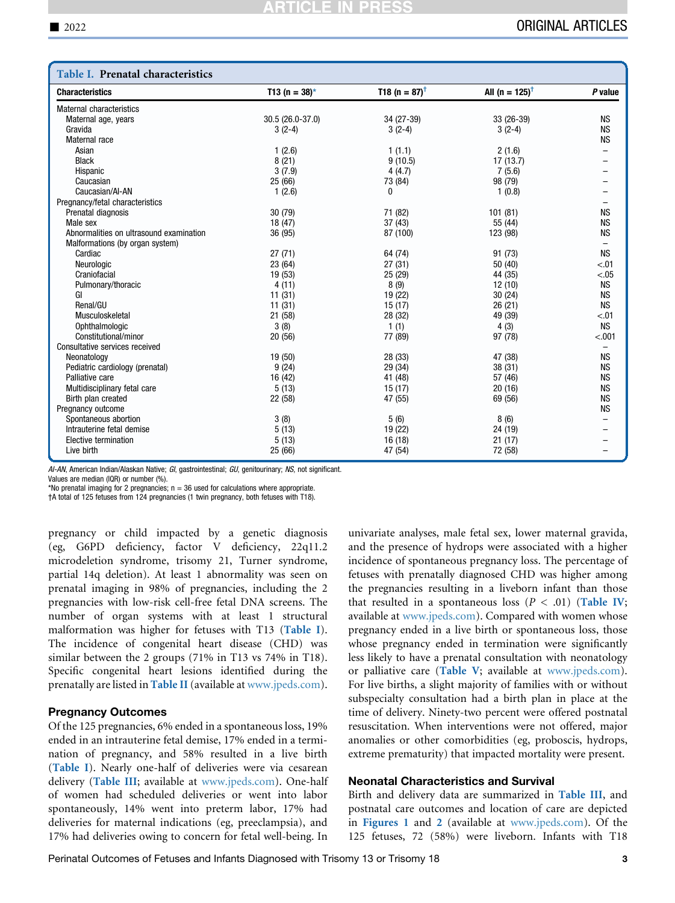**Table I. Prenatal characteristics**

| Characteristics | T13 (n = 38)* | T18 (n = 87)† | All (n = 125)† | P value |
|---|---|---|---|---|
| Maternal characteristics | | | | |
| Maternal age, years | 30.5 (26.0-37.0) | 34 (27-39) | 33 (26-39) | NS |
| Gravida | 3 (2-4) | 3 (2-4) | 3 (2-4) | NS |
| Maternal race | | | | NS |
| Asian | 1 (2.6) | 1 (1.1) | 2 (1.6) | – |
| Black | 8 (21) | 9 (10.5) | 17 (13.7) | – |
| Hispanic | 3 (7.9) | 4 (4.7) | 7 (5.6) | – |
| Caucasian | 25 (66) | 73 (84) | 98 (79) | – |
| Caucasian/AI-AN | 1 (2.6) | 0 | 1 (0.8) | – |
| Pregnancy/fetal characteristics | | | | – |
| Prenatal diagnosis | 30 (79) | 71 (82) | 101 (81) | NS |
| Male sex | 18 (47) | 37 (43) | 55 (44) | NS |
| Abnormalities on ultrasound examination | 36 (95) | 87 (100) | 123 (98) | NS |
| Malformations (by organ system) | | | | – |
| Cardiac | 27 (71) | 64 (74) | 91 (73) | NS |
| Neurologic | 23 (64) | 27 (31) | 50 (40) | <.01 |
| Craniofacial | 19 (53) | 25 (29) | 44 (35) | <.05 |
| Pulmonary/thoracic | 4 (11) | 8 (9) | 12 (10) | NS |
| GI | 11 (31) | 19 (22) | 30 (24) | NS |
| Renal/GU | 11 (31) | 15 (17) | 26 (21) | NS |
| Musculoskeletal | 21 (58) | 28 (32) | 49 (39) | <.01 |
| Ophthalmologic | 3 (8) | 1 (1) | 4 (3) | NS |
| Constitutional/minor | 20 (56) | 77 (89) | 97 (78) | <.001 |
| Consultative services received | | | | – |
| Neonatology | 19 (50) | 28 (33) | 47 (38) | NS |
| Pediatric cardiology (prenatal) | 9 (24) | 29 (34) | 38 (31) | NS |
| Palliative care | 16 (42) | 41 (48) | 57 (46) | NS |
| Multidisciplinary fetal care | 5 (13) | 15 (17) | 20 (16) | NS |
| Birth plan created | 22 (58) | 47 (55) | 69 (56) | NS |
| Pregnancy outcome | | | | NS |
| Spontaneous abortion | 3 (8) | 5 (6) | 8 (6) | – |
| Intrauterine fetal demise | 5 (13) | 19 (22) | 24 (19) | – |
| Elective termination | 5 (13) | 16 (18) | 21 (17) | – |
| Live birth | 25 (66) | 47 (54) | 72 (58) | – |

*AI-AN*, American Indian/Alaskan Native; *GI*, gastrointestinal; *GU*, genitourinary; *NS*, not significant.
Values are median (IQR) or number (%).
*No prenatal imaging for 2 pregnancies; n = 36 used for calculations where appropriate.
†A total of 125 fetuses from 124 pregnancies (1 twin pregnancy, both fetuses with T18).

pregnancy or child impacted by a genetic diagnosis (eg, G6PD deficiency, factor V deficiency, 22q11.2 microdeletion syndrome, trisomy 21, Turner syndrome, partial 14q deletion). At least 1 abnormality was seen on prenatal imaging in 98% of pregnancies, including the 2 pregnancies with low-risk cell-free fetal DNA screens. The number of organ systems with at least 1 structural malformation was higher for fetuses with T13 (**Table I**). The incidence of congenital heart disease (CHD) was similar between the 2 groups (71% in T13 vs 74% in T18). Specific congenital heart lesions identified during the prenatally are listed in **Table II** (available at www.jpeds.com).

### Pregnancy Outcomes

Of the 125 pregnancies, 6% ended in a spontaneous loss, 19% ended in an intrauterine fetal demise, 17% ended in a termination of pregnancy, and 58% resulted in a live birth (**Table I**). Nearly one-half of deliveries were via cesarean delivery (**Table III**; available at www.jpeds.com). One-half of women had scheduled deliveries or went into labor spontaneously, 14% went into preterm labor, 17% had deliveries for maternal indications (eg, preeclampsia), and 17% had deliveries owing to concern for fetal well-being. In univariate analyses, male fetal sex, lower maternal gravida, and the presence of hydrops were associated with a higher incidence of spontaneous pregnancy loss. The percentage of fetuses with prenatally diagnosed CHD was higher among the pregnancies resulting in a liveborn infant than those that resulted in a spontaneous loss ($P < .01$) (**Table IV**; available at www.jpeds.com). Compared with women whose pregnancy ended in a live birth or spontaneous loss, those whose pregnancy ended in termination were significantly less likely to have a prenatal consultation with neonatology or palliative care (**Table V**; available at www.jpeds.com). For live births, a slight majority of families with or without subspecialty consultation had a birth plan in place at the time of delivery. Ninety-two percent were offered postnatal resuscitation. When interventions were not offered, major anomalies or other comorbidities (eg, proboscis, hydrops, extreme prematurity) that impacted mortality were present.

### Neonatal Characteristics and Survival

Birth and delivery data are summarized in **Table III**, and postnatal care outcomes and location of care are depicted in **Figures 1** and **2** (available at www.jpeds.com). Of the 125 fetuses, 72 (58%) were liveborn. Infants with T18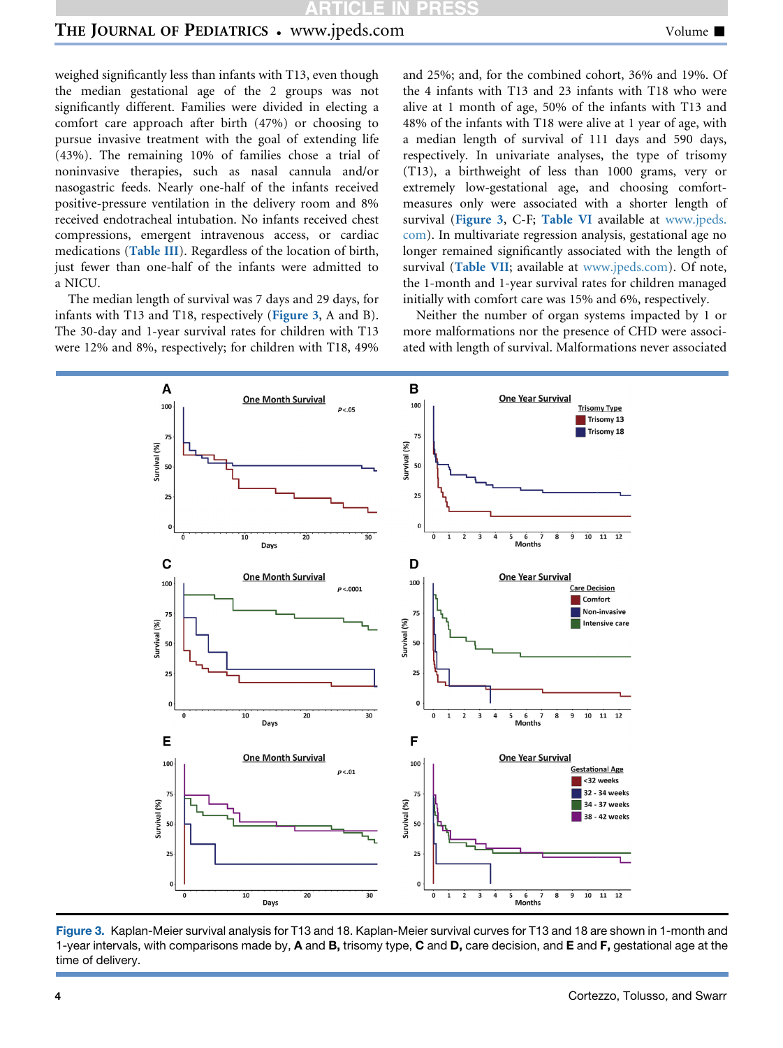weighed significantly less than infants with T13, even though the median gestational age of the 2 groups was not significantly different. Families were divided in electing a comfort care approach after birth (47%) or choosing to pursue invasive treatment with the goal of extending life (43%). The remaining 10% of families chose a trial of noninvasive therapies, such as nasal cannula and/or nasogastric feeds. Nearly one-half of the infants received positive-pressure ventilation in the delivery room and 8% received endotracheal intubation. No infants received chest compressions, emergent intravenous access, or cardiac medications (Table III). Regardless of the location of birth, just fewer than one-half of the infants were admitted to a NICU.

The median length of survival was 7 days and 29 days, for infants with T13 and T18, respectively (Figure 3, A and B). The 30-day and 1-year survival rates for children with T13 were 12% and 8%, respectively; for children with T18, 49% and 25%; and, for the combined cohort, 36% and 19%. Of the 4 infants with T13 and 23 infants with T18 who were alive at 1 month of age, 50% of the infants with T13 and 48% of the infants with T18 were alive at 1 year of age, with a median length of survival of 111 days and 590 days, respectively. In univariate analyses, the type of trisomy (T13), a birthweight of less than 1000 grams, very or extremely low-gestational age, and choosing comfort-measures only were associated with a shorter length of survival (Figure 3, C-F; Table VI available at www.jpeds.com). In multivariate regression analysis, gestational age no longer remained significantly associated with the length of survival (Table VII; available at www.jpeds.com). Of note, the 1-month and 1-year survival rates for children managed initially with comfort care was 15% and 6%, respectively.

Neither the number of organ systems impacted by 1 or more malformations nor the presence of CHD were associated with length of survival. Malformations never associated

Figure 3. Kaplan-Meier survival analysis for T13 and 18. Kaplan-Meier survival curves for T13 and 18 are shown in 1-month and 1-year intervals, with comparisons made by, **A** and **B,** trisomy type, **C** and **D,** care decision, and **E** and **F,** gestational age at the time of delivery.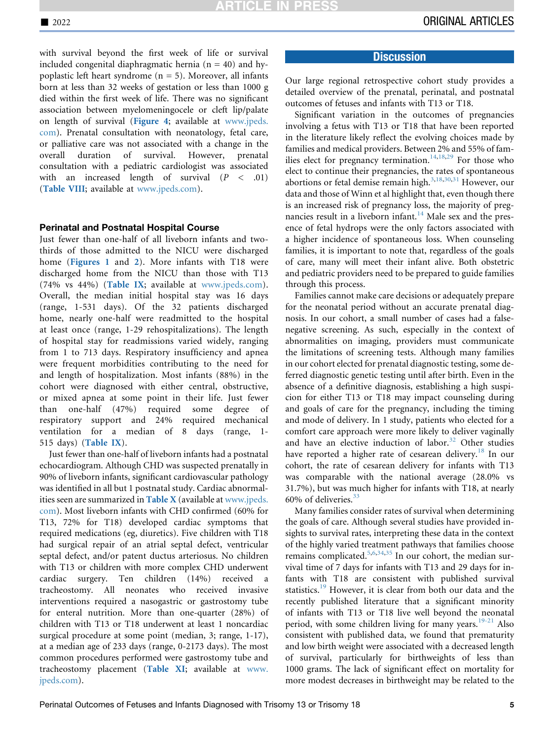with survival beyond the first week of life or survival included congenital diaphragmatic hernia (n = 40) and hypoplastic left heart syndrome (n = 5). Moreover, all infants born at less than 32 weeks of gestation or less than 1000 g died within the first week of life. There was no significant association between myelomeningocele or cleft lip/palate on length of survival (**Figure 4**; available at www.jpeds.com). Prenatal consultation with neonatology, fetal care, or palliative care was not associated with a change in the overall duration of survival. However, prenatal consultation with a pediatric cardiologist was associated with an increased length of survival ($P < .01$) (**Table VIII**; available at www.jpeds.com).

### Perinatal and Postnatal Hospital Course

Just fewer than one-half of all liveborn infants and two-thirds of those admitted to the NICU were discharged home (**Figures 1** and **2**). More infants with T18 were discharged home from the NICU than those with T13 (74% vs 44%) (**Table IX**; available at www.jpeds.com). Overall, the median initial hospital stay was 16 days (range, 1-531 days). Of the 32 patients discharged home, nearly one-half were readmitted to the hospital at least once (range, 1-29 rehospitalizations). The length of hospital stay for readmissions varied widely, ranging from 1 to 713 days. Respiratory insufficiency and apnea were frequent morbidities contributing to the need for and length of hospitalization. Most infants (88%) in the cohort were diagnosed with either central, obstructive, or mixed apnea at some point in their life. Just fewer than one-half (47%) required some degree of respiratory support and 24% required mechanical ventilation for a median of 8 days (range, 1-515 days) (**Table IX**).

Just fewer than one-half of liveborn infants had a postnatal echocardiogram. Although CHD was suspected prenatally in 90% of liveborn infants, significant cardiovascular pathology was identified in all but 1 postnatal study. Cardiac abnormalities seen are summarized in **Table X** (available at www.jpeds.com). Most liveborn infants with CHD confirmed (60% for T13, 72% for T18) developed cardiac symptoms that required medications (eg, diuretics). Five children with T18 had surgical repair of an atrial septal defect, ventricular septal defect, and/or patent ductus arteriosus. No children with T13 or children with more complex CHD underwent cardiac surgery. Ten children (14%) received a tracheostomy. All neonates who received invasive interventions required a nasogastric or gastrostomy tube for enteral nutrition. More than one-quarter (28%) of children with T13 or T18 underwent at least 1 noncardiac surgical procedure at some point (median, 3; range, 1-17), at a median age of 233 days (range, 0-2173 days). The most common procedures performed were gastrostomy tube and tracheostomy placement (**Table XI**; available at www.jpeds.com).

## Discussion

Our large regional retrospective cohort study provides a detailed overview of the prenatal, perinatal, and postnatal outcomes of fetuses and infants with T13 or T18.

Significant variation in the outcomes of pregnancies involving a fetus with T13 or T18 that have been reported in the literature likely reflect the evolving choices made by families and medical providers. Between 2% and 55% of families elect for pregnancy termination.[14,18,29] For those who elect to continue their pregnancies, the rates of spontaneous abortions or fetal demise remain high.[3,18,30,31] However, our data and those of Winn et al highlight that, even though there is an increased risk of pregnancy loss, the majority of pregnancies result in a liveborn infant.[14] Male sex and the presence of fetal hydrops were the only factors associated with a higher incidence of spontaneous loss. When counseling families, it is important to note that, regardless of the goals of care, many will meet their infant alive. Both obstetric and pediatric providers need to be prepared to guide families through this process.

Families cannot make care decisions or adequately prepare for the neonatal period without an accurate prenatal diagnosis. In our cohort, a small number of cases had a false-negative screening. As such, especially in the context of abnormalities on imaging, providers must communicate the limitations of screening tests. Although many families in our cohort elected for prenatal diagnostic testing, some deferred diagnostic genetic testing until after birth. Even in the absence of a definitive diagnosis, establishing a high suspicion for either T13 or T18 may impact counseling during and goals of care for the pregnancy, including the timing and mode of delivery. In 1 study, patients who elected for a comfort care approach were more likely to deliver vaginally and have an elective induction of labor.[32] Other studies have reported a higher rate of cesarean delivery.[18] In our cohort, the rate of cesarean delivery for infants with T13 was comparable with the national average (28.0% vs 31.7%), but was much higher for infants with T18, at nearly 60% of deliveries.[33]

Many families consider rates of survival when determining the goals of care. Although several studies have provided insights to survival rates, interpreting these data in the context of the highly varied treatment pathways that families choose remains complicated.[5,6,34,35] In our cohort, the median survival time of 7 days for infants with T13 and 29 days for infants with T18 are consistent with published survival statistics.[19] However, it is clear from both our data and the recently published literature that a significant minority of infants with T13 or T18 live well beyond the neonatal period, with some children living for many years.[19-21] Also consistent with published data, we found that prematurity and low birth weight were associated with a decreased length of survival, particularly for birthweights of less than 1000 grams. The lack of significant effect on mortality for more modest decreases in birthweight may be related to the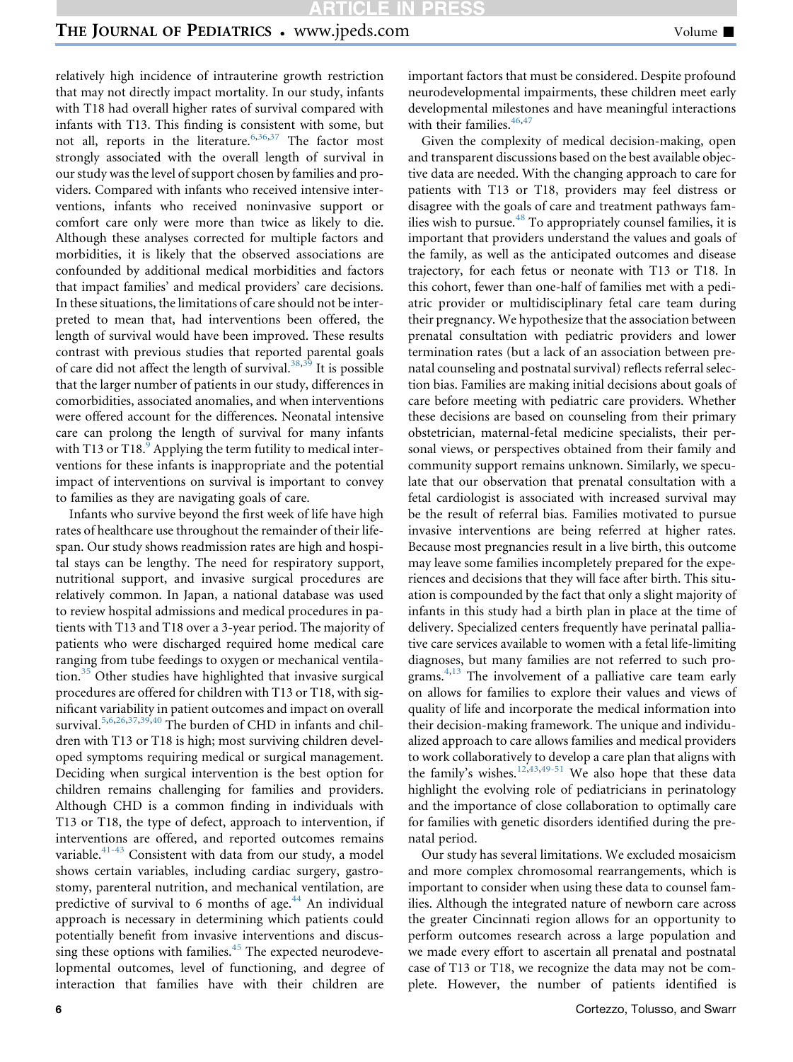relatively high incidence of intrauterine growth restriction that may not directly impact mortality. In our study, infants with T18 had overall higher rates of survival compared with infants with T13. This finding is consistent with some, but not all, reports in the literature.[6,36,37] The factor most strongly associated with the overall length of survival in our study was the level of support chosen by families and providers. Compared with infants who received intensive interventions, infants who received noninvasive support or comfort care only were more than twice as likely to die. Although these analyses corrected for multiple factors and morbidities, it is likely that the observed associations are confounded by additional medical morbidities and factors that impact families' and medical providers' care decisions. In these situations, the limitations of care should not be interpreted to mean that, had interventions been offered, the length of survival would have been improved. These results contrast with previous studies that reported parental goals of care did not affect the length of survival.[38,39] It is possible that the larger number of patients in our study, differences in comorbidities, associated anomalies, and when interventions were offered account for the differences. Neonatal intensive care can prolong the length of survival for many infants with T13 or T18.[9] Applying the term futility to medical interventions for these infants is inappropriate and the potential impact of interventions on survival is important to convey to families as they are navigating goals of care.

Infants who survive beyond the first week of life have high rates of healthcare use throughout the remainder of their lifespan. Our study shows readmission rates are high and hospital stays can be lengthy. The need for respiratory support, nutritional support, and invasive surgical procedures are relatively common. In Japan, a national database was used to review hospital admissions and medical procedures in patients with T13 and T18 over a 3-year period. The majority of patients who were discharged required home medical care ranging from tube feedings to oxygen or mechanical ventilation.[35] Other studies have highlighted that invasive surgical procedures are offered for children with T13 or T18, with significant variability in patient outcomes and impact on overall survival.[5,6,26,37,39,40] The burden of CHD in infants and children with T13 or T18 is high; most surviving children developed symptoms requiring medical or surgical management. Deciding when surgical intervention is the best option for children remains challenging for families and providers. Although CHD is a common finding in individuals with T13 or T18, the type of defect, approach to intervention, if interventions are offered, and reported outcomes remains variable.[41-43] Consistent with data from our study, a model shows certain variables, including cardiac surgery, gastrostomy, parenteral nutrition, and mechanical ventilation, are predictive of survival to 6 months of age.[44] An individual approach is necessary in determining which patients could potentially benefit from invasive interventions and discussing these options with families.[45] The expected neurodevelopmental outcomes, level of functioning, and degree of interaction that families have with their children are important factors that must be considered. Despite profound neurodevelopmental impairments, these children meet early developmental milestones and have meaningful interactions with their families.[46,47]

Given the complexity of medical decision-making, open and transparent discussions based on the best available objective data are needed. With the changing approach to care for patients with T13 or T18, providers may feel distress or disagree with the goals of care and treatment pathways families wish to pursue.[48] To appropriately counsel families, it is important that providers understand the values and goals of the family, as well as the anticipated outcomes and disease trajectory, for each fetus or neonate with T13 or T18. In this cohort, fewer than one-half of families met with a pediatric provider or multidisciplinary fetal care team during their pregnancy. We hypothesize that the association between prenatal consultation with pediatric providers and lower termination rates (but a lack of an association between prenatal counseling and postnatal survival) reflects referral selection bias. Families are making initial decisions about goals of care before meeting with pediatric care providers. Whether these decisions are based on counseling from their primary obstetrician, maternal-fetal medicine specialists, their personal views, or perspectives obtained from their family and community support remains unknown. Similarly, we speculate that our observation that prenatal consultation with a fetal cardiologist is associated with increased survival may be the result of referral bias. Families motivated to pursue invasive interventions are being referred at higher rates. Because most pregnancies result in a live birth, this outcome may leave some families incompletely prepared for the experiences and decisions that they will face after birth. This situation is compounded by the fact that only a slight majority of infants in this study had a birth plan in place at the time of delivery. Specialized centers frequently have perinatal palliative care services available to women with a fetal life-limiting diagnoses, but many families are not referred to such programs.[4,13] The involvement of a palliative care team early on allows for families to explore their values and views of quality of life and incorporate the medical information into their decision-making framework. The unique and individualized approach to care allows families and medical providers to work collaboratively to develop a care plan that aligns with the family's wishes.[12,43,49-51] We also hope that these data highlight the evolving role of pediatricians in perinatology and the importance of close collaboration to optimally care for families with genetic disorders identified during the prenatal period.

Our study has several limitations. We excluded mosaicism and more complex chromosomal rearrangements, which is important to consider when using these data to counsel families. Although the integrated nature of newborn care across the greater Cincinnati region allows for an opportunity to perform outcomes research across a large population and we made every effort to ascertain all prenatal and postnatal case of T13 or T18, we recognize the data may not be complete. However, the number of patients identified is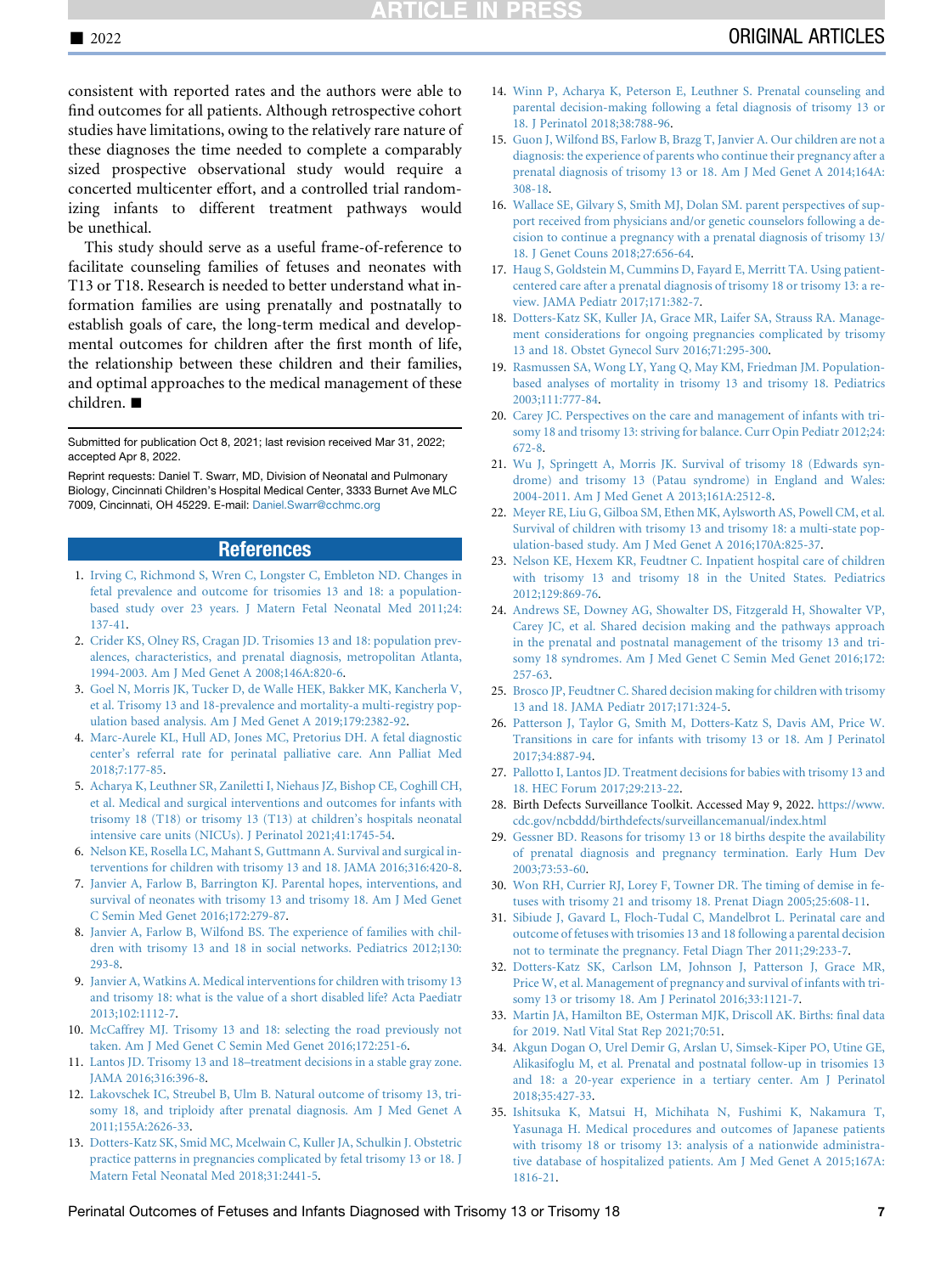consistent with reported rates and the authors were able to find outcomes for all patients. Although retrospective cohort studies have limitations, owing to the relatively rare nature of these diagnoses the time needed to complete a comparably sized prospective observational study would require a concerted multicenter effort, and a controlled trial randomizing infants to different treatment pathways would be unethical.

This study should serve as a useful frame-of-reference to facilitate counseling families of fetuses and neonates with T13 or T18. Research is needed to better understand what information families are using prenatally and postnatally to establish goals of care, the long-term medical and developmental outcomes for children after the first month of life, the relationship between these children and their families, and optimal approaches to the medical management of these children. ■

Submitted for publication Oct 8, 2021; last revision received Mar 31, 2022; accepted Apr 8, 2022.

Reprint requests: Daniel T. Swarr, MD, Division of Neonatal and Pulmonary Biology, Cincinnati Children's Hospital Medical Center, 3333 Burnet Ave MLC 7009, Cincinnati, OH 45229. E-mail: Daniel.Swarr@cchmc.org

## References

1. Irving C, Richmond S, Wren C, Longster C, Embleton ND. Changes in fetal prevalence and outcome for trisomies 13 and 18: a population-based study over 23 years. J Matern Fetal Neonatal Med 2011;24:137-41.
2. Crider KS, Olney RS, Cragan JD. Trisomies 13 and 18: population prevalences, characteristics, and prenatal diagnosis, metropolitan Atlanta, 1994-2003. Am J Med Genet A 2008;146A:820-6.
3. Goel N, Morris JK, Tucker D, de Walle HEK, Bakker MK, Kancherla V, et al. Trisomy 13 and 18-prevalence and mortality-a multi-registry population based analysis. Am J Med Genet A 2019;179:2382-92.
4. Marc-Aurele KL, Hull AD, Jones MC, Pretorius DH. A fetal diagnostic center's referral rate for perinatal palliative care. Ann Palliat Med 2018;7:177-85.
5. Acharya K, Leuthner SR, Zaniletti I, Niehaus JZ, Bishop CE, Coghill CH, et al. Medical and surgical interventions and outcomes for infants with trisomy 18 (T18) or trisomy 13 (T13) at children's hospitals neonatal intensive care units (NICUs). J Perinatol 2021;41:1745-54.
6. Nelson KE, Rosella LC, Mahant S, Guttmann A. Survival and surgical interventions for children with trisomy 13 and 18. JAMA 2016;316:420-8.
7. Janvier A, Farlow B, Barrington KJ. Parental hopes, interventions, and survival of neonates with trisomy 13 and trisomy 18. Am J Med Genet C Semin Med Genet 2016;172:279-87.
8. Janvier A, Farlow B, Wilfond BS. The experience of families with children with trisomy 13 and 18 in social networks. Pediatrics 2012;130:293-8.
9. Janvier A, Watkins A. Medical interventions for children with trisomy 13 and trisomy 18: what is the value of a short disabled life? Acta Paediatr 2013;102:1112-7.
10. McCaffrey MJ. Trisomy 13 and 18: selecting the road previously not taken. Am J Med Genet C Semin Med Genet 2016;172:251-6.
11. Lantos JD. Trisomy 13 and 18–treatment decisions in a stable gray zone. JAMA 2016;316:396-8.
12. Lakovschek IC, Streubel B, Ulm B. Natural outcome of trisomy 13, trisomy 18, and triploidy after prenatal diagnosis. Am J Med Genet A 2011;155A:2626-33.
13. Dotters-Katz SK, Smid MC, Mcelwain C, Kuller JA, Schulkin J. Obstetric practice patterns in pregnancies complicated by fetal trisomy 13 or 18. J Matern Fetal Neonatal Med 2018;31:2441-5.
14. Winn P, Acharya K, Peterson E, Leuthner S. Prenatal counseling and parental decision-making following a fetal diagnosis of trisomy 13 or 18. J Perinatol 2018;38:788-96.
15. Guon J, Wilfond BS, Farlow B, Brazg T, Janvier A. Our children are not a diagnosis: the experience of parents who continue their pregnancy after a prenatal diagnosis of trisomy 13 or 18. Am J Med Genet A 2014;164A:308-18.
16. Wallace SE, Gilvary S, Smith MJ, Dolan SM. parent perspectives of support received from physicians and/or genetic counselors following a decision to continue a pregnancy with a prenatal diagnosis of trisomy 13/18. J Genet Couns 2018;27:656-64.
17. Haug S, Goldstein M, Cummins D, Fayard E, Merritt TA. Using patient-centered care after a prenatal diagnosis of trisomy 18 or trisomy 13: a review. JAMA Pediatr 2017;171:382-7.
18. Dotters-Katz SK, Kuller JA, Grace MR, Laifer SA, Strauss RA. Management considerations for ongoing pregnancies complicated by trisomy 13 and 18. Obstet Gynecol Surv 2016;71:295-300.
19. Rasmussen SA, Wong LY, Yang Q, May KM, Friedman JM. Population-based analyses of mortality in trisomy 13 and trisomy 18. Pediatrics 2003;111:777-84.
20. Carey JC. Perspectives on the care and management of infants with trisomy 18 and trisomy 13: striving for balance. Curr Opin Pediatr 2012;24:672-8.
21. Wu J, Springett A, Morris JK. Survival of trisomy 18 (Edwards syndrome) and trisomy 13 (Patau syndrome) in England and Wales: 2004-2011. Am J Med Genet A 2013;161A:2512-8.
22. Meyer RE, Liu G, Gilboa SM, Ethen MK, Aylsworth AS, Powell CM, et al. Survival of children with trisomy 13 and trisomy 18: a multi-state population-based study. Am J Med Genet A 2016;170A:825-37.
23. Nelson KE, Hexem KR, Feudtner C. Inpatient hospital care of children with trisomy 13 and trisomy 18 in the United States. Pediatrics 2012;129:869-76.
24. Andrews SE, Downey AG, Showalter DS, Fitzgerald H, Showalter VP, Carey JC, et al. Shared decision making and the pathways approach in the prenatal and postnatal management of the trisomy 13 and trisomy 18 syndromes. Am J Med Genet C Semin Med Genet 2016;172:257-63.
25. Brosco JP, Feudtner C. Shared decision making for children with trisomy 13 and 18. JAMA Pediatr 2017;171:324-5.
26. Patterson J, Taylor G, Smith M, Dotters-Katz S, Davis AM, Price W. Transitions in care for infants with trisomy 13 or 18. Am J Perinatol 2017;34:887-94.
27. Pallotto I, Lantos JD. Treatment decisions for babies with trisomy 13 and 18. HEC Forum 2017;29:213-22.
28. Birth Defects Surveillance Toolkit. Accessed May 9, 2022. https://www.cdc.gov/ncbddd/birthdefects/surveillancemanual/index.html
29. Gessner BD. Reasons for trisomy 13 or 18 births despite the availability of prenatal diagnosis and pregnancy termination. Early Hum Dev 2003;73:53-60.
30. Won RH, Currier RJ, Lorey F, Towner DR. The timing of demise in fetuses with trisomy 21 and trisomy 18. Prenat Diagn 2005;25:608-11.
31. Sibiude J, Gavard L, Floch-Tudal C, Mandelbrot L. Perinatal care and outcome of fetuses with trisomies 13 and 18 following a parental decision not to terminate the pregnancy. Fetal Diagn Ther 2011;29:233-7.
32. Dotters-Katz SK, Carlson LM, Johnson J, Patterson J, Grace MR, Price W, et al. Management of pregnancy and survival of infants with trisomy 13 or trisomy 18. Am J Perinatol 2016;33:1121-7.
33. Martin JA, Hamilton BE, Osterman MJK, Driscoll AK. Births: final data for 2019. Natl Vital Stat Rep 2021;70:51.
34. Akgun Dogan O, Urel Demir G, Arslan U, Simsek-Kiper PO, Utine GE, Alikasifoglu M, et al. Prenatal and postnatal follow-up in trisomies 13 and 18: a 20-year experience in a tertiary center. Am J Perinatol 2018;35:427-33.
35. Ishitsuka K, Matsui H, Michihata N, Fushimi K, Nakamura T, Yasunaga H. Medical procedures and outcomes of Japanese patients with trisomy 18 or trisomy 13: analysis of a nationwide administrative database of hospitalized patients. Am J Med Genet A 2015;167A:1816-21.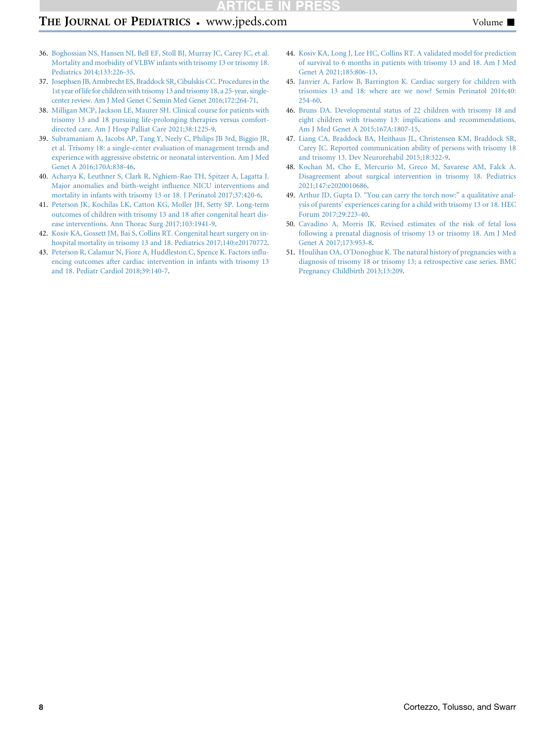36. Boghossian NS, Hansen NI, Bell EF, Stoll BJ, Murray JC, Carey JC, et al. Mortality and morbidity of VLBW infants with trisomy 13 or trisomy 18. Pediatrics 2014;133:226-35.
37. Josephsen JB, Armbrecht ES, Braddock SR, Cibulskis CC. Procedures in the 1st year of life for children with trisomy 13 and trisomy 18, a 25-year, single-center review. Am J Med Genet C Semin Med Genet 2016;172:264-71.
38. Milligan MCP, Jackson LE, Maurer SH. Clinical course for patients with trisomy 13 and 18 pursuing life-prolonging therapies versus comfort-directed care. Am J Hosp Palliat Care 2021;38:1225-9.
39. Subramaniam A, Jacobs AP, Tang Y, Neely C, Philips JB 3rd, Biggio JR, et al. Trisomy 18: a single-center evaluation of management trends and experience with aggressive obstetric or neonatal intervention. Am J Med Genet A 2016;170A:838-46.
40. Acharya K, Leuthner S, Clark R, Nghiem-Rao TH, Spitzer A, Lagatta J. Major anomalies and birth-weight influence NICU interventions and mortality in infants with trisomy 13 or 18. J Perinatol 2017;37:420-6.
41. Peterson JK, Kochilas LK, Catton KG, Moller JH, Setty SP. Long-term outcomes of children with trisomy 13 and 18 after congenital heart disease interventions. Ann Thorac Surg 2017;103:1941-9.
42. Kosiv KA, Gossett JM, Bai S, Collins RT. Congenital heart surgery on in-hospital mortality in trisomy 13 and 18. Pediatrics 2017;140:e20170772.
43. Peterson R, Calamur N, Fiore A, Huddleston C, Spence K. Factors influencing outcomes after cardiac intervention in infants with trisomy 13 and 18. Pediatr Cardiol 2018;39:140-7.
44. Kosiv KA, Long J, Lee HC, Collins RT. A validated model for prediction of survival to 6 months in patients with trisomy 13 and 18. Am J Med Genet A 2021;185:806-13.
45. Janvier A, Farlow B, Barrington K. Cardiac surgery for children with trisomies 13 and 18: where are we now? Semin Perinatol 2016;40:254-60.
46. Bruns DA. Developmental status of 22 children with trisomy 18 and eight children with trisomy 13: implications and recommendations. Am J Med Genet A 2015;167A:1807-15.
47. Liang CA, Braddock BA, Heithaus JL, Christensen KM, Braddock SR, Carey JC. Reported communication ability of persons with trisomy 18 and trisomy 13. Dev Neurorehabil 2015;18:322-9.
48. Kochan M, Cho E, Mercurio M, Greco M, Savarese AM, Falck A. Disagreement about surgical intervention in trisomy 18. Pediatrics 2021;147:e2020010686.
49. Arthur JD, Gupta D. "You can carry the torch now:" a qualitative analysis of parents' experiences caring for a child with trisomy 13 or 18. HEC Forum 2017;29:223-40.
50. Cavadino A, Morris JK. Revised estimates of the risk of fetal loss following a prenatal diagnosis of trisomy 13 or trisomy 18. Am J Med Genet A 2017;173:953-8.
51. Houlihan OA, O'Donoghue K. The natural history of pregnancies with a diagnosis of trisomy 18 or trisomy 13; a retrospective case series. BMC Pregnancy Childbirth 2013;13:209.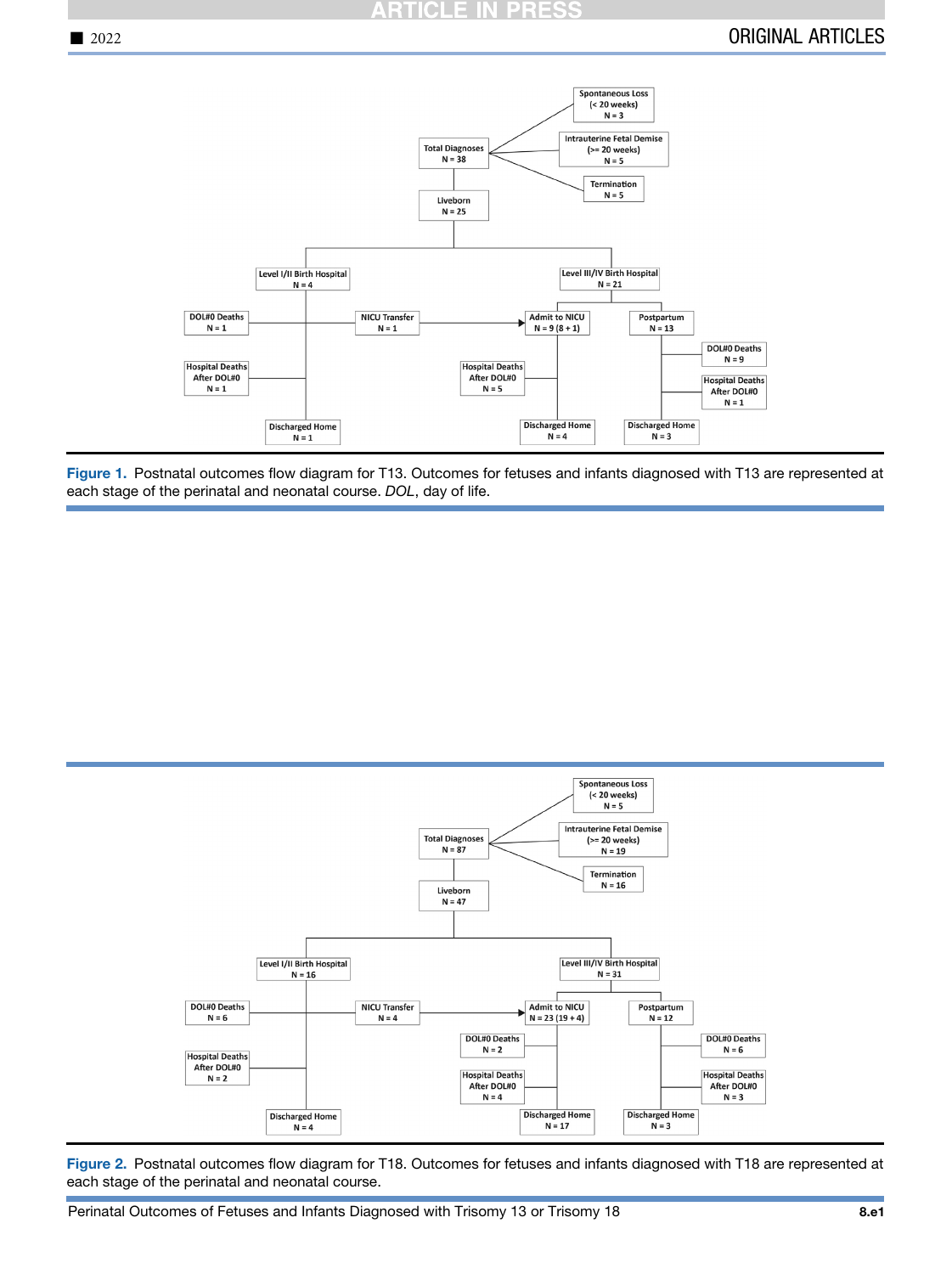- Total Diagnoses N = 38
  - Spontaneous Loss (< 20 weeks) N = 3
  - Intrauterine Fetal Demise (>= 20 weeks) N = 5
  - Termination N = 5
  - Liveborn N = 25
    - Level I/II Birth Hospital N = 4
      - DOL#0 Deaths N = 1
      - NICU Transfer N = 1 → Admit to NICU
      - Hospital Deaths After DOL#0 N = 1
      - Discharged Home N = 1
    - Level III/IV Birth Hospital N = 21
      - Admit to NICU N = 9 (8 + 1)
        - Hospital Deaths After DOL#0 N = 5
        - Discharged Home N = 4
      - Postpartum N = 13
        - DOL#0 Deaths N = 9
        - Hospital Deaths After DOL#0 N = 1
        - Discharged Home N = 3

**Figure 1.** Postnatal outcomes flow diagram for T13. Outcomes for fetuses and infants diagnosed with T13 are represented at each stage of the perinatal and neonatal course. *DOL*, day of life.

- Total Diagnoses N = 87
  - Spontaneous Loss (< 20 weeks) N = 5
  - Intrauterine Fetal Demise (>= 20 weeks) N = 19
  - Termination N = 16
  - Liveborn N = 47
    - Level I/II Birth Hospital N = 16
      - DOL#0 Deaths N = 6
      - NICU Transfer N = 4 → Admit to NICU
      - Hospital Deaths After DOL#0 N = 2
      - Discharged Home N = 4
    - Level III/IV Birth Hospital N = 31
      - Admit to NICU N = 23 (19 + 4)
        - DOL#0 Deaths N = 2
        - Hospital Deaths After DOL#0 N = 4
        - Discharged Home N = 17
      - Postpartum N = 12
        - DOL#0 Deaths N = 6
        - Hospital Deaths After DOL#0 N = 3
        - Discharged Home N = 3

**Figure 2.** Postnatal outcomes flow diagram for T18. Outcomes for fetuses and infants diagnosed with T18 are represented at each stage of the perinatal and neonatal course.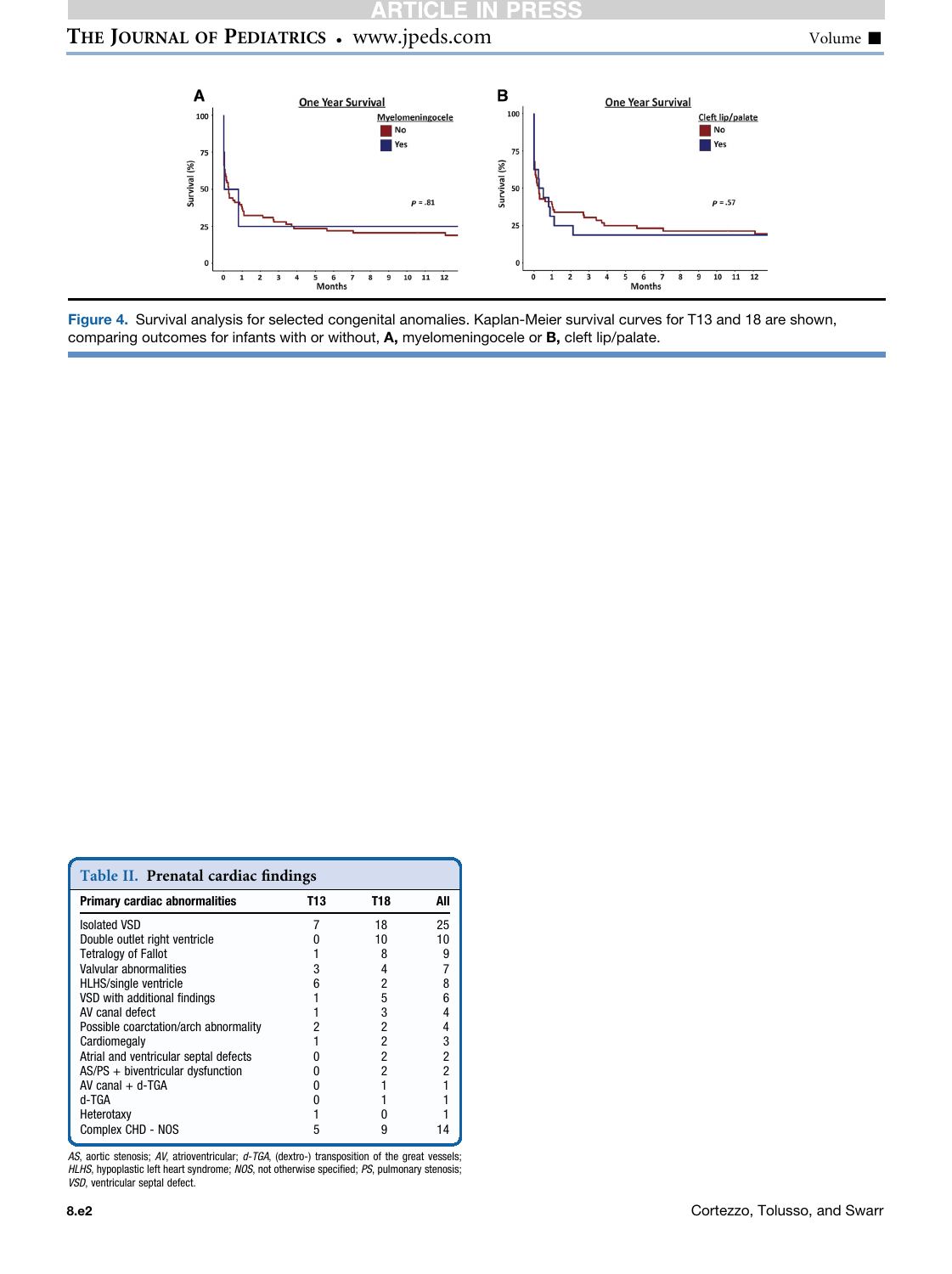Figure 4. Survival analysis for selected congenital anomalies. Kaplan-Meier survival curves for T13 and 18 are shown, comparing outcomes for infants with or without, **A,** myelomeningocele or **B,** cleft lip/palate.

**Table II. Prenatal cardiac findings**

| Primary cardiac abnormalities | T13 | T18 | All |
|---|---|---|---|
| Isolated VSD | 7 | 18 | 25 |
| Double outlet right ventricle | 0 | 10 | 10 |
| Tetralogy of Fallot | 1 | 8 | 9 |
| Valvular abnormalities | 3 | 4 | 7 |
| HLHS/single ventricle | 6 | 2 | 8 |
| VSD with additional findings | 1 | 5 | 6 |
| AV canal defect | 1 | 3 | 4 |
| Possible coarctation/arch abnormality | 2 | 2 | 4 |
| Cardiomegaly | 1 | 2 | 3 |
| Atrial and ventricular septal defects | 0 | 2 | 2 |
| AS/PS + biventricular dysfunction | 0 | 2 | 2 |
| AV canal + d-TGA | 0 | 1 | 1 |
| d-TGA | 0 | 1 | 1 |
| Heterotaxy | 1 | 0 | 1 |
| Complex CHD - NOS | 5 | 9 | 14 |

*AS*, aortic stenosis; *AV*, atrioventricular; *d-TGA*, (dextro-) transposition of the great vessels; *HLHS*, hypoplastic left heart syndrome; *NOS*, not otherwise specified; *PS*, pulmonary stenosis; *VSD*, ventricular septal defect.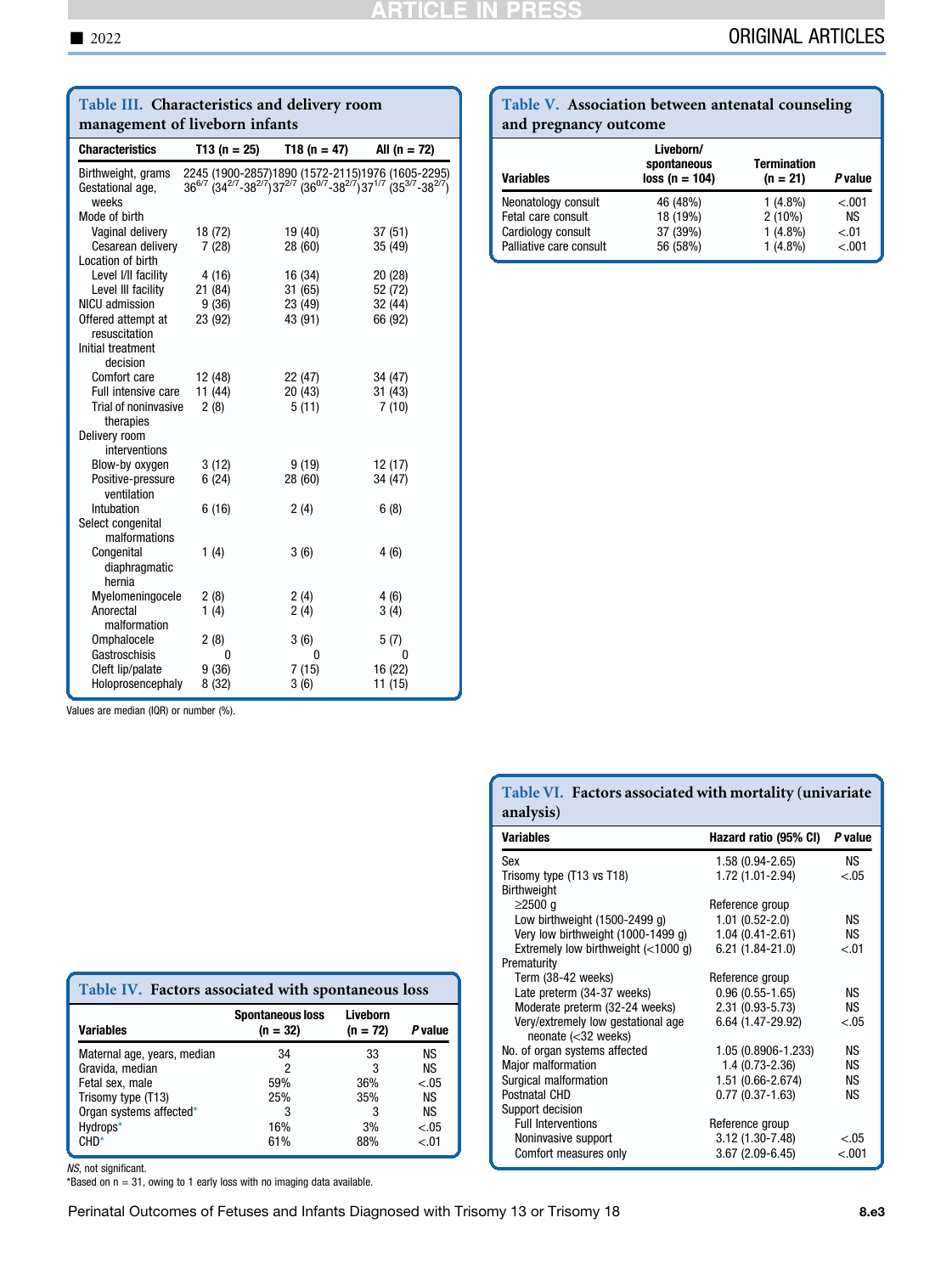**Table III. Characteristics and delivery room management of liveborn infants**

| Characteristics | T13 (n = 25) | T18 (n = 47) | All (n = 72) |
|---|---|---|---|
| Birthweight, grams | 2245 (1900-2857) | 1890 (1572-2115) | 1976 (1605-2295) |
| Gestational age, weeks | $36^{6/7}$ ($34^{2/7}$-$38^{2/7}$) | $37^{2/7}$ ($36^{0/7}$-$38^{2/7}$) | $37^{1/7}$ ($35^{3/7}$-$38^{2/7}$) |
| Mode of birth | | | |
| Vaginal delivery | 18 (72) | 19 (40) | 37 (51) |
| Cesarean delivery | 7 (28) | 28 (60) | 35 (49) |
| Location of birth | | | |
| Level I/II facility | 4 (16) | 16 (34) | 20 (28) |
| Level III facility | 21 (84) | 31 (65) | 52 (72) |
| NICU admission | 9 (36) | 23 (49) | 32 (44) |
| Offered attempt at resuscitation | 23 (92) | 43 (91) | 66 (92) |
| Initial treatment decision | | | |
| Comfort care | 12 (48) | 22 (47) | 34 (47) |
| Full intensive care | 11 (44) | 20 (43) | 31 (43) |
| Trial of noninvasive therapies | 2 (8) | 5 (11) | 7 (10) |
| Delivery room interventions | | | |
| Blow-by oxygen | 3 (12) | 9 (19) | 12 (17) |
| Positive-pressure ventilation | 6 (24) | 28 (60) | 34 (47) |
| Intubation | 6 (16) | 2 (4) | 6 (8) |
| Select congenital malformations | | | |
| Congenital diaphragmatic hernia | 1 (4) | 3 (6) | 4 (6) |
| Myelomeningocele | 2 (8) | 2 (4) | 4 (6) |
| Anorectal malformation | 1 (4) | 2 (4) | 3 (4) |
| Omphalocele | 2 (8) | 3 (6) | 5 (7) |
| Gastroschisis | 0 | 0 | 0 |
| Cleft lip/palate | 9 (36) | 7 (15) | 16 (22) |
| Holoprosencephaly | 8 (32) | 3 (6) | 11 (15) |

Values are median (IQR) or number (%).

**Table IV. Factors associated with spontaneous loss**

| Variables | Spontaneous loss (n = 32) | Liveborn (n = 72) | P value |
|---|---|---|---|
| Maternal age, years, median | 34 | 33 | NS |
| Gravida, median | 2 | 3 | NS |
| Fetal sex, male | 59% | 36% | <.05 |
| Trisomy type (T13) | 25% | 35% | NS |
| Organ systems affected* | 3 | 3 | NS |
| Hydrops* | 16% | 3% | <.05 |
| CHD* | 61% | 88% | <.01 |

*NS*, not significant.
*Based on n = 31, owing to 1 early loss with no imaging data available.

**Table V. Association between antenatal counseling and pregnancy outcome**

| Variables | Liveborn/ spontaneous loss (n = 104) | Termination (n = 21) | P value |
|---|---|---|---|
| Neonatology consult | 46 (48%) | 1 (4.8%) | <.001 |
| Fetal care consult | 18 (19%) | 2 (10%) | NS |
| Cardiology consult | 37 (39%) | 1 (4.8%) | <.01 |
| Palliative care consult | 56 (58%) | 1 (4.8%) | <.001 |

**Table VI. Factors associated with mortality (univariate analysis)**

| Variables | Hazard ratio (95% CI) | P value |
|---|---|---|
| Sex | 1.58 (0.94-2.65) | NS |
| Trisomy type (T13 vs T18) | 1.72 (1.01-2.94) | <.05 |
| Birthweight | | |
| ≥2500 g | Reference group | |
| Low birthweight (1500-2499 g) | 1.01 (0.52-2.0) | NS |
| Very low birthweight (1000-1499 g) | 1.04 (0.41-2.61) | NS |
| Extremely low birthweight (<1000 g) | 6.21 (1.84-21.0) | <.01 |
| Prematurity | | |
| Term (38-42 weeks) | Reference group | |
| Late preterm (34-37 weeks) | 0.96 (0.55-1.65) | NS |
| Moderate preterm (32-34 weeks) | 2.31 (0.93-5.73) | NS |
| Very/extremely low gestational age neonate (<32 weeks) | 6.64 (1.47-29.92) | <.05 |
| No. of organ systems affected | 1.05 (0.8906-1.233) | NS |
| Major malformation | 1.4 (0.73-2.36) | NS |
| Surgical malformation | 1.51 (0.66-2.674) | NS |
| Postnatal CHD | 0.77 (0.37-1.63) | NS |
| Support decision | | |
| Full Interventions | Reference group | |
| Noninvasive support | 3.12 (1.30-7.48) | <.05 |
| Comfort measures only | 3.67 (2.09-6.45) | <.001 |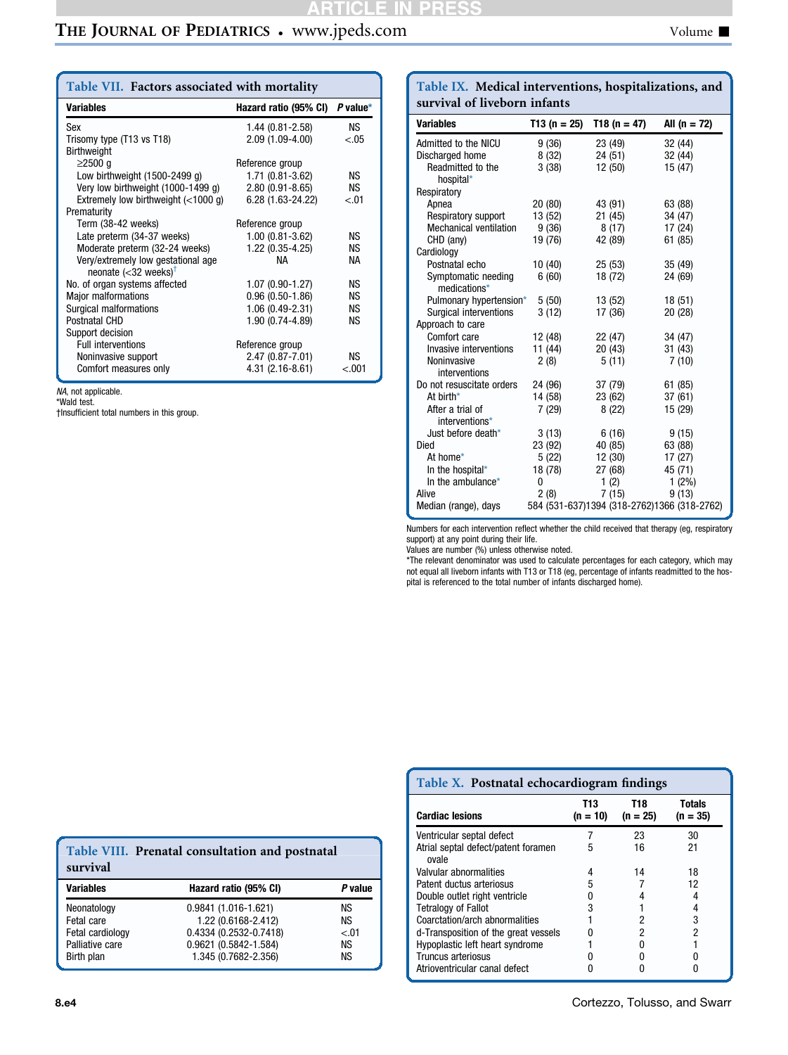**Table VII. Factors associated with mortality**

| Variables | Hazard ratio (95% CI) | P value* |
|---|---|---|
| Sex | 1.44 (0.81-2.58) | NS |
| Trisomy type (T13 vs T18) | 2.09 (1.09-4.00) | <.05 |
| Birthweight | | |
| ≥2500 g | Reference group | |
| Low birthweight (1500-2499 g) | 1.71 (0.81-3.62) | NS |
| Very low birthweight (1000-1499 g) | 2.80 (0.91-8.65) | NS |
| Extremely low birthweight (<1000 g) | 6.28 (1.63-24.22) | <.01 |
| Prematurity | | |
| Term (38-42 weeks) | Reference group | |
| Late preterm (34-37 weeks) | 1.00 (0.81-3.62) | NS |
| Moderate preterm (32-24 weeks) | 1.22 (0.35-4.25) | NS |
| Very/extremely low gestational age neonate (<32 weeks)† | NA | NA |
| No. of organ systems affected | 1.07 (0.90-1.27) | NS |
| Major malformations | 0.96 (0.50-1.86) | NS |
| Surgical malformations | 1.06 (0.49-2.31) | NS |
| Postnatal CHD | 1.90 (0.74-4.89) | NS |
| Support decision | | |
| Full interventions | Reference group | |
| Noninvasive support | 2.47 (0.87-7.01) | NS |
| Comfort measures only | 4.31 (2.16-8.61) | <.001 |

*NA*, not applicable.
*Wald test.
†Insufficient total numbers in this group.

**Table VIII. Prenatal consultation and postnatal survival**

| Variables | Hazard ratio (95% CI) | P value |
|---|---|---|
| Neonatology | 0.9841 (1.016-1.621) | NS |
| Fetal care | 1.22 (0.6168-2.412) | NS |
| Fetal cardiology | 0.4334 (0.2532-0.7418) | <.01 |
| Palliative care | 0.9621 (0.5842-1.584) | NS |
| Birth plan | 1.345 (0.7682-2.356) | NS |

**Table IX. Medical interventions, hospitalizations, and survival of liveborn infants**

| Variables | T13 (n = 25) | T18 (n = 47) | All (n = 72) |
|---|---|---|---|
| Admitted to the NICU | 9 (36) | 23 (49) | 32 (44) |
| Discharged home | 8 (32) | 24 (51) | 32 (44) |
| Readmitted to the hospital* | 3 (38) | 12 (50) | 15 (47) |
| Respiratory | | | |
| Apnea | 20 (80) | 43 (91) | 63 (88) |
| Respiratory support | 13 (52) | 21 (45) | 34 (47) |
| Mechanical ventilation | 9 (36) | 8 (17) | 17 (24) |
| CHD (any) | 19 (76) | 42 (89) | 61 (85) |
| Cardiology | | | |
| Postnatal echo | 10 (40) | 25 (53) | 35 (49) |
| Symptomatic needing medications* | 6 (60) | 18 (72) | 24 (69) |
| Pulmonary hypertension* | 5 (50) | 13 (52) | 18 (51) |
| Surgical interventions | 3 (12) | 17 (36) | 20 (28) |
| Approach to care | | | |
| Comfort care | 12 (48) | 22 (47) | 34 (47) |
| Invasive interventions | 11 (44) | 20 (43) | 31 (43) |
| Noninvasive interventions | 2 (8) | 5 (11) | 7 (10) |
| Do not resuscitate orders | 24 (96) | 37 (79) | 61 (85) |
| At birth* | 14 (58) | 23 (62) | 37 (61) |
| After a trial of interventions* | 7 (29) | 8 (22) | 15 (29) |
| Just before death* | 3 (13) | 6 (16) | 9 (15) |
| Died | 23 (92) | 40 (85) | 63 (88) |
| At home* | 5 (22) | 12 (30) | 17 (27) |
| In the hospital* | 18 (78) | 27 (68) | 45 (71) |
| In the ambulance* | 0 | 1 (2) | 1 (2%) |
| Alive | 2 (8) | 7 (15) | 9 (13) |
| Median (range), days | 584 (531-637) | 1394 (318-2762) | 1366 (318-2762) |

Numbers for each intervention reflect whether the child received that therapy (eg, respiratory support) at any point during their life.
Values are number (%) unless otherwise noted.
*The relevant denominator was used to calculate percentages for each category, which may not equal all liveborn infants with T13 or T18 (eg, percentage of infants readmitted to the hospital is referenced to the total number of infants discharged home).

**Table X. Postnatal echocardiogram findings**

| Cardiac lesions | T13 (n = 10) | T18 (n = 25) | Totals (n = 35) |
|---|---|---|---|
| Ventricular septal defect | 7 | 23 | 30 |
| Atrial septal defect/patent foramen ovale | 5 | 16 | 21 |
| Valvular abnormalities | 4 | 14 | 18 |
| Patent ductus arteriosus | 5 | 7 | 12 |
| Double outlet right ventricle | 0 | 4 | 4 |
| Tetralogy of Fallot | 3 | 1 | 4 |
| Coarctation/arch abnormalities | 1 | 2 | 3 |
| d-Transposition of the great vessels | 0 | 2 | 2 |
| Hypoplastic left heart syndrome | 1 | 0 | 1 |
| Truncus arteriosus | 0 | 0 | 0 |
| Atrioventricular canal defect | 0 | 0 | 0 |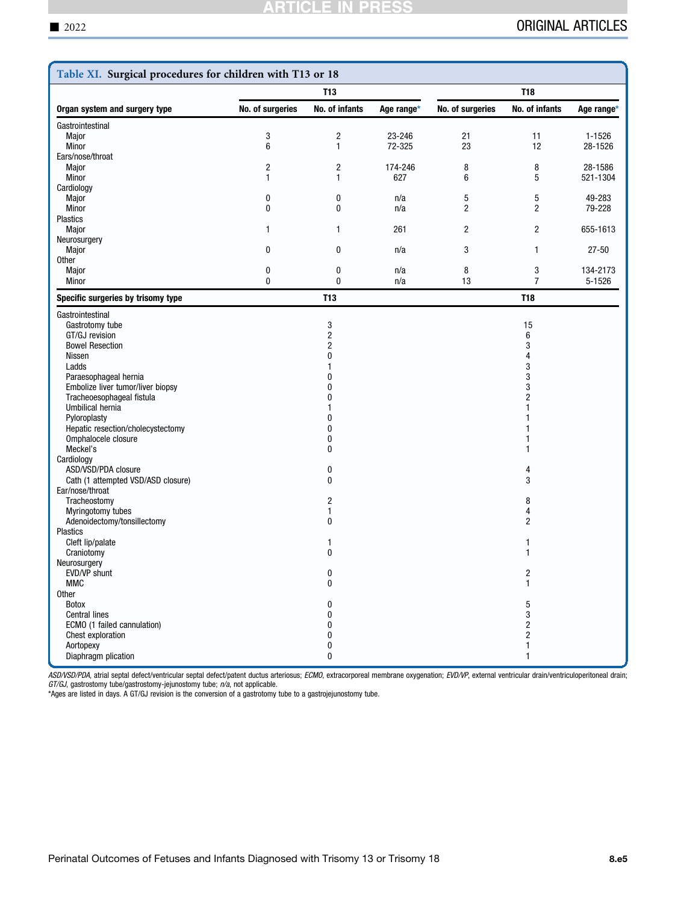**Table XI. Surgical procedures for children with T13 or 18**

| | T13 | | | T18 | | |
|---|---|---|---|---|---|---|
| Organ system and surgery type | No. of surgeries | No. of infants | Age range* | No. of surgeries | No. of infants | Age range* |
| Gastrointestinal | | | | | | |
| Major | 3 | 2 | 23-246 | 21 | 11 | 1-1526 |
| Minor | 6 | 1 | 72-325 | 23 | 12 | 28-1526 |
| Ears/nose/throat | | | | | | |
| Major | 2 | 2 | 174-246 | 8 | 8 | 28-1586 |
| Minor | 1 | 1 | 627 | 6 | 5 | 521-1304 |
| Cardiology | | | | | | |
| Major | 0 | 0 | n/a | 5 | 5 | 49-283 |
| Minor | 0 | 0 | n/a | 2 | 2 | 79-228 |
| Plastics | | | | | | |
| Major | 1 | 1 | 261 | 2 | 2 | 655-1613 |
| Neurosurgery | | | | | | |
| Major | 0 | 0 | n/a | 3 | 1 | 27-50 |
| Other | | | | | | |
| Major | 0 | 0 | n/a | 8 | 3 | 134-2173 |
| Minor | 0 | 0 | n/a | 13 | 7 | 5-1526 |

| Specific surgeries by trisomy type | T13 | T18 |
|---|---|---|
| Gastrointestinal | | |
| Gastrotomy tube | 3 | 15 |
| GT/GJ revision | 2 | 6 |
| Bowel Resection | 2 | 3 |
| Nissen | 0 | 4 |
| Ladds | 1 | 3 |
| Paraesophageal hernia | 0 | 3 |
| Embolize liver tumor/liver biopsy | 0 | 3 |
| Tracheoesophageal fistula | 0 | 2 |
| Umbilical hernia | 1 | 1 |
| Pyloroplasty | 0 | 1 |
| Hepatic resection/cholecystectomy | 0 | 1 |
| Omphalocele closure | 0 | 1 |
| Meckel's | 0 | 1 |
| Cardiology | | |
| ASD/VSD/PDA closure | 0 | 4 |
| Cath (1 attempted VSD/ASD closure) | 0 | 3 |
| Ear/nose/throat | | |
| Tracheostomy | 2 | 8 |
| Myringotomy tubes | 1 | 4 |
| Adenoidectomy/tonsillectomy | 0 | 2 |
| Plastics | | |
| Cleft lip/palate | 1 | 1 |
| Craniotomy | 0 | 1 |
| Neurosurgery | | |
| EVD/VP shunt | 0 | 2 |
| MMC | 0 | 1 |
| Other | | |
| Botox | 0 | 5 |
| Central lines | 0 | 3 |
| ECMO (1 failed cannulation) | 0 | 2 |
| Chest exploration | 0 | 2 |
| Aortopexy | 0 | 1 |
| Diaphragm plication | 0 | 1 |

*ASD/VSD/PDA*, atrial septal defect/ventricular septal defect/patent ductus arteriosus; *ECMO*, extracorporeal membrane oxygenation; *EVD/VP*, external ventricular drain/ventriculoperitoneal drain; *GT/GJ*, gastrostomy tube/gastrostomy-jejunostomy tube; *n/a*, not applicable.

*Ages are listed in days. A GT/GJ revision is the conversion of a gastrotomy tube to a gastrojejunostomy tube.